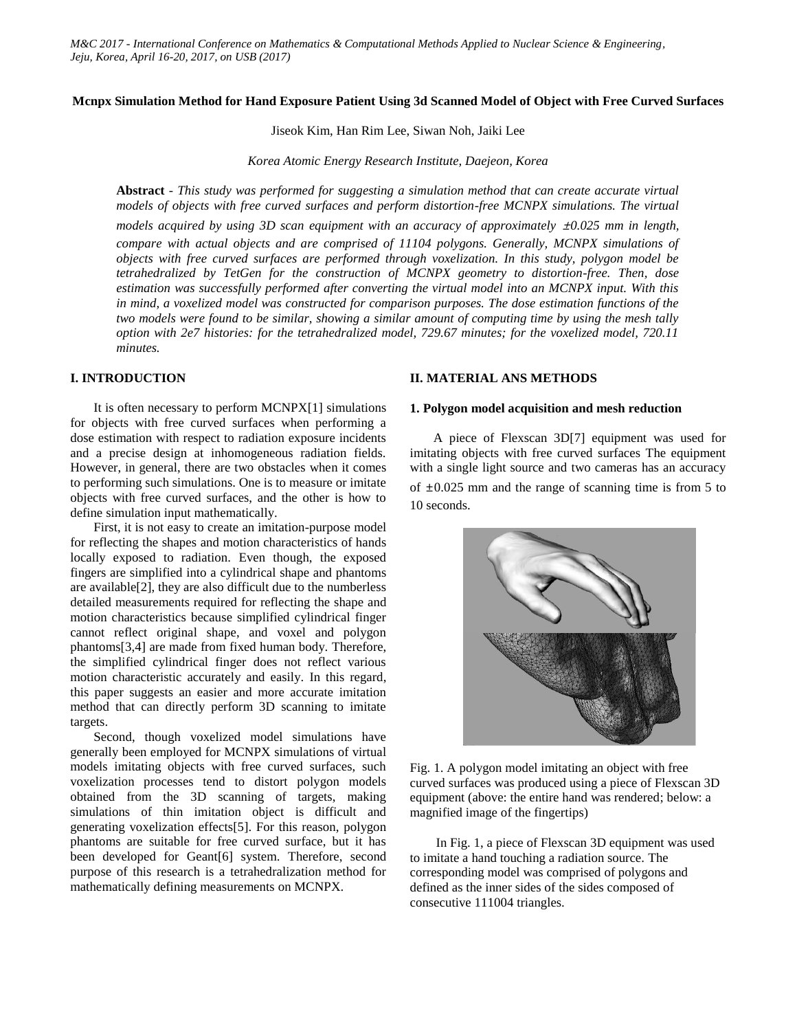# Mcnpx Simulation Method for Hand Exposure Patient Using 3d Scanned Model of Object with Free Curved Surfaces

Jiseok Kim, Han Rim Lee, Siwan Noh, Jaiki Lee

*Korea Atomic Energy Research Institute, Daejeon, Korea*

**Abstract** - *This study was performed for suggesting a simulation method that can create accurate virtual models of objects with free curved surfaces and perform distortion-free MCNPX simulations. The virtual models acquired by using 3D scan equipment with an accuracy of approximately ±0.025 mm in length, compare with actual objects and are comprised of 11104 polygons. Generally, MCNPX simulations of objects with free curved surfaces are performed through voxelization. In this study, polygon model be tetrahedralized by TetGen for the construction of MCNPX geometry to distortion-free. Then, dose estimation was successfully performed after converting the virtual model into an MCNPX input. With this in mind, a voxelized model was constructed for comparison purposes. The dose estimation functions of the two models were found to be similar, showing a similar amount of computing time by using the mesh tally option with 2e7 histories: for the tetrahedralized model, 729.67 minutes; for the voxelized model, 720.11 minutes.*

## I. INTRODUCTION

It is often necessary to perform MCNPX[1] simulations for objects with free curved surfaces when performing a dose estimation with respect to radiation exposure incidents and a precise design at inhomogeneous radiation fields. However, in general, there are two obstacles when it comes to performing such simulations. One is to measure or imitate objects with free curved surfaces, and the other is how to define simulation input mathematically.

First, it is not easy to create an imitation-purpose model for reflecting the shapes and motion characteristics of hands locally exposed to radiation. Even though, the exposed fingers are simplified into a cylindrical shape and phantoms are available[2], they are also difficult due to the numberless detailed measurements required for reflecting the shape and motion characteristics because simplified cylindrical finger cannot reflect original shape, and voxel and polygon phantoms[3,4] are made from fixed human body. Therefore, the simplified cylindrical finger does not reflect various motion characteristic accurately and easily. In this regard, this paper suggests an easier and more accurate imitation method that can directly perform 3D scanning to imitate targets.

Second, though voxelized model simulations have generally been employed for MCNPX simulations of virtual models imitating objects with free curved surfaces, such voxelization processes tend to distort polygon models obtained from the 3D scanning of targets, making simulations of thin imitation object is difficult and generating voxelization effects[5]. For this reason, polygon phantoms are suitable for free curved surface, but it has been developed for Geant[6] system. Therefore, second purpose of this research is a tetrahedralization method for mathematically defining measurements on MCNPX.

## II. MATERIAL ANS METHODS

### 1. Polygon model acquisition and mesh reduction

A piece of Flexscan 3D[7] equipment was used for imitating objects with free curved surfaces The equipment with a single light source and two cameras has an accuracy of ±0.025 mm and the range of scanning time is from 5 to 10 seconds.

Fig. 1. A polygon model imitating an object with free curved surfaces was produced using a piece of Flexscan 3D equipment (above: the entire hand was rendered; below: a magnified image of the fingertips)

In Fig. 1, a piece of Flexscan 3D equipment was used to imitate a hand touching a radiation source. The corresponding model was comprised of polygons and defined as the inner sides of the sides composed of consecutive 111004 triangles.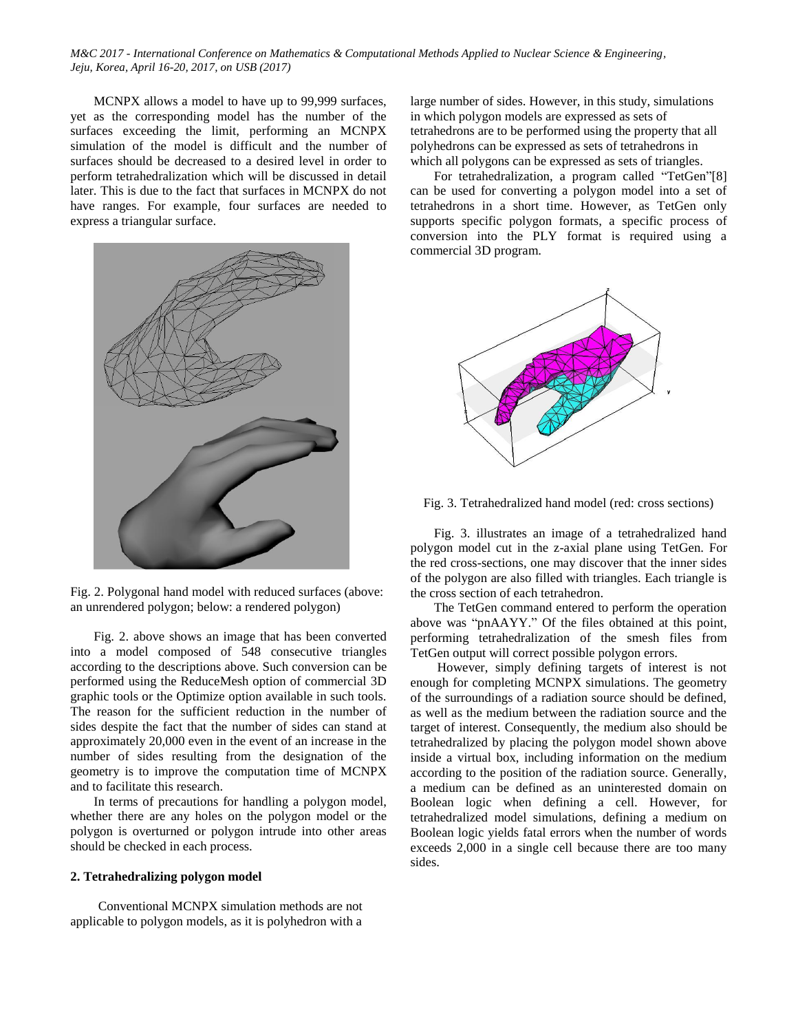MCNPX allows a model to have up to 99,999 surfaces, yet as the corresponding model has the number of the surfaces exceeding the limit, performing an MCNPX simulation of the model is difficult and the number of surfaces should be decreased to a desired level in order to perform tetrahedralization which will be discussed in detail later. This is due to the fact that surfaces in MCNPX do not have ranges. For example, four surfaces are needed to express a triangular surface.

Fig. 2. Polygonal hand model with reduced surfaces (above: an unrendered polygon; below: a rendered polygon)

Fig. 2. above shows an image that has been converted into a model composed of 548 consecutive triangles according to the descriptions above. Such conversion can be performed using the ReduceMesh option of commercial 3D graphic tools or the Optimize option available in such tools. The reason for the sufficient reduction in the number of sides despite the fact that the number of sides can stand at approximately 20,000 even in the event of an increase in the number of sides resulting from the designation of the geometry is to improve the computation time of MCNPX and to facilitate this research.

In terms of precautions for handling a polygon model, whether there are any holes on the polygon model or the polygon is overturned or polygon intrude into other areas should be checked in each process.

## 2. Tetrahedralizing polygon model

Conventional MCNPX simulation methods are not applicable to polygon models, as it is polyhedron with a large number of sides. However, in this study, simulations in which polygon models are expressed as sets of tetrahedrons are to be performed using the property that all polyhedrons can be expressed as sets of tetrahedrons in which all polygons can be expressed as sets of triangles.

For tetrahedralization, a program called "TetGen"[8] can be used for converting a polygon model into a set of tetrahedrons in a short time. However, as TetGen only supports specific polygon formats, a specific process of conversion into the PLY format is required using a commercial 3D program.

Fig. 3. Tetrahedralized hand model (red: cross sections)

Fig. 3. illustrates an image of a tetrahedralized hand polygon model cut in the z-axial plane using TetGen. For the red cross-sections, one may discover that the inner sides of the polygon are also filled with triangles. Each triangle is the cross section of each tetrahedron.

The TetGen command entered to perform the operation above was "pnAAYY." Of the files obtained at this point, performing tetrahedralization of the smesh files from TetGen output will correct possible polygon errors.

However, simply defining targets of interest is not enough for completing MCNPX simulations. The geometry of the surroundings of a radiation source should be defined, as well as the medium between the radiation source and the target of interest. Consequently, the medium also should be tetrahedralized by placing the polygon model shown above inside a virtual box, including information on the medium according to the position of the radiation source. Generally, a medium can be defined as an uninterested domain on Boolean logic when defining a cell. However, for tetrahedralized model simulations, defining a medium on Boolean logic yields fatal errors when the number of words exceeds 2,000 in a single cell because there are too many sides.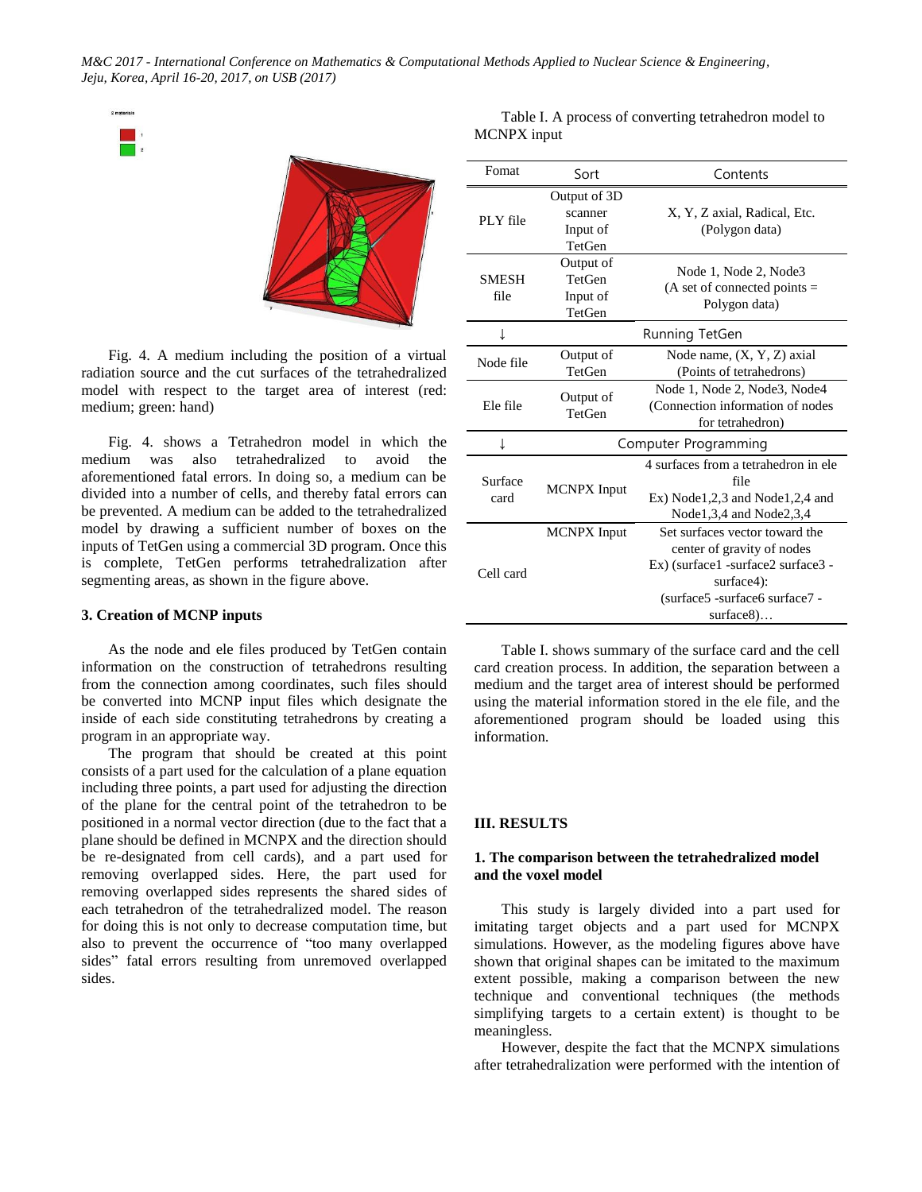Fig. 4. A medium including the position of a virtual radiation source and the cut surfaces of the tetrahedralized model with respect to the target area of interest (red: medium; green: hand)

Fig. 4. shows a Tetrahedron model in which the medium was also tetrahedralized to avoid the aforementioned fatal errors. In doing so, a medium can be divided into a number of cells, and thereby fatal errors can be prevented. A medium can be added to the tetrahedralized model by drawing a sufficient number of boxes on the inputs of TetGen using a commercial 3D program. Once this is complete, TetGen performs tetrahedralization after segmenting areas, as shown in the figure above.

### 3. Creation of MCNP inputs

As the node and ele files produced by TetGen contain information on the construction of tetrahedrons resulting from the connection among coordinates, such files should be converted into MCNP input files which designate the inside of each side constituting tetrahedrons by creating a program in an appropriate way.

The program that should be created at this point consists of a part used for the calculation of a plane equation including three points, a part used for adjusting the direction of the plane for the central point of the tetrahedron to be positioned in a normal vector direction (due to the fact that a plane should be defined in MCNPX and the direction should be re-designated from cell cards), and a part used for removing overlapped sides. Here, the part used for removing overlapped sides represents the shared sides of each tetrahedron of the tetrahedralized model. The reason for doing this is not only to decrease computation time, but also to prevent the occurrence of "too many overlapped sides" fatal errors resulting from unremoved overlapped sides.

Table I. A process of converting tetrahedron model to MCNPX input

| Fomat | Sort | Contents |
|---|---|---|
| PLY file | Output of 3D scanner Input of TetGen | X, Y, Z axial, Radical, Etc. (Polygon data) |
| SMESH file | Output of TetGen Input of TetGen | Node 1, Node 2, Node3 (A set of connected points = Polygon data) |
| ↓ | Running TetGen | |
| Node file | Output of TetGen | Node name, (X, Y, Z) axial (Points of tetrahedrons) |
| Ele file | Output of TetGen | Node 1, Node 2, Node3, Node4 (Connection information of nodes for tetrahedron) |
| ↓ | Computer Programming | |
| Surface card | MCNPX Input | 4 surfaces from a tetrahedron in ele file Ex) Node1,2,3 and Node1,2,4 and Node1,3,4 and Node2,3,4 |
| Cell card | MCNPX Input | Set surfaces vector toward the center of gravity of nodes Ex) (surface1 -surface2 surface3 -surface4): (surface5 -surface6 surface7 -surface8)… |

Table I. shows summary of the surface card and the cell card creation process. In addition, the separation between a medium and the target area of interest should be performed using the material information stored in the ele file, and the aforementioned program should be loaded using this information.

## III. RESULTS

### 1. The comparison between the tetrahedralized model and the voxel model

This study is largely divided into a part used for imitating target objects and a part used for MCNPX simulations. However, as the modeling figures above have shown that original shapes can be imitated to the maximum extent possible, making a comparison between the new technique and conventional techniques (the methods simplifying targets to a certain extent) is thought to be meaningless.

However, despite the fact that the MCNPX simulations after tetrahedralization were performed with the intention of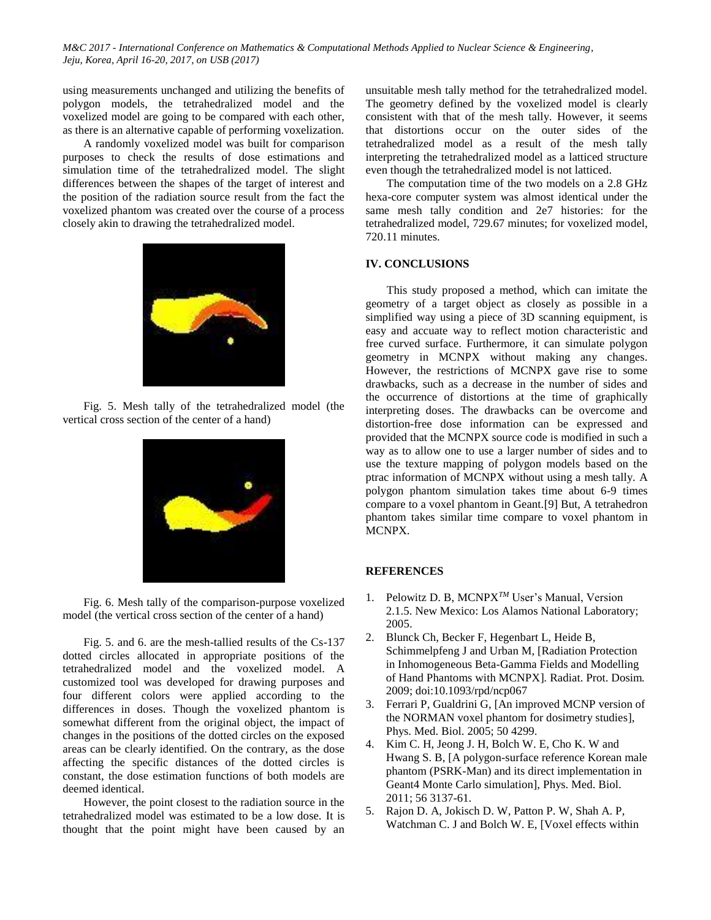using measurements unchanged and utilizing the benefits of polygon models, the tetrahedralized model and the voxelized model are going to be compared with each other, as there is an alternative capable of performing voxelization.

A randomly voxelized model was built for comparison purposes to check the results of dose estimations and simulation time of the tetrahedralized model. The slight differences between the shapes of the target of interest and the position of the radiation source result from the fact the voxelized phantom was created over the course of a process closely akin to drawing the tetrahedralized model.

Fig. 5. Mesh tally of the tetrahedralized model (the vertical cross section of the center of a hand)

Fig. 6. Mesh tally of the comparison-purpose voxelized model (the vertical cross section of the center of a hand)

Fig. 5. and 6. are the mesh-tallied results of the Cs-137 dotted circles allocated in appropriate positions of the tetrahedralized model and the voxelized model. A customized tool was developed for drawing purposes and four different colors were applied according to the differences in doses. Though the voxelized phantom is somewhat different from the original object, the impact of changes in the positions of the dotted circles on the exposed areas can be clearly identified. On the contrary, as the dose affecting the specific distances of the dotted circles is constant, the dose estimation functions of both models are deemed identical.

However, the point closest to the radiation source in the tetrahedralized model was estimated to be a low dose. It is thought that the point might have been caused by an unsuitable mesh tally method for the tetrahedralized model. The geometry defined by the voxelized model is clearly consistent with that of the mesh tally. However, it seems that distortions occur on the outer sides of the tetrahedralized model as a result of the mesh tally interpreting the tetrahedralized model as a latticed structure even though the tetrahedralized model is not latticed.

The computation time of the two models on a 2.8 GHz hexa-core computer system was almost identical under the same mesh tally condition and 2e7 histories: for the tetrahedralized model, 729.67 minutes; for voxelized model, 720.11 minutes.

## IV. CONCLUSIONS

This study proposed a method, which can imitate the geometry of a target object as closely as possible in a simplified way using a piece of 3D scanning equipment, is easy and accuate way to reflect motion characteristic and free curved surface. Furthermore, it can simulate polygon geometry in MCNPX without making any changes. However, the restrictions of MCNPX gave rise to some drawbacks, such as a decrease in the number of sides and the occurrence of distortions at the time of graphically interpreting doses. The drawbacks can be overcome and distortion-free dose information can be expressed and provided that the MCNPX source code is modified in such a way as to allow one to use a larger number of sides and to use the texture mapping of polygon models based on the ptrac information of MCNPX without using a mesh tally. A polygon phantom simulation takes time about 6-9 times compare to a voxel phantom in Geant.[9] But, A tetrahedron phantom takes similar time compare to voxel phantom in MCNPX.

## REFERENCES

1. Pelowitz D. B, MCNPX*TM* User's Manual, Version 2.1.5. New Mexico: Los Alamos National Laboratory; 2005.
2. Blunck Ch, Becker F, Hegenbart L, Heide B, Schimmelpfeng J and Urban M, [Radiation Protection in Inhomogeneous Beta-Gamma Fields and Modelling of Hand Phantoms with MCNPX]. Radiat. Prot. Dosim. 2009; doi:10.1093/rpd/ncp067
3. Ferrari P, Gualdrini G, [An improved MCNP version of the NORMAN voxel phantom for dosimetry studies], Phys. Med. Biol. 2005; 50 4299.
4. Kim C. H, Jeong J. H, Bolch W. E, Cho K. W and Hwang S. B, [A polygon-surface reference Korean male phantom (PSRK-Man) and its direct implementation in Geant4 Monte Carlo simulation], Phys. Med. Biol. 2011; 56 3137-61.
5. Rajon D. A, Jokisch D. W, Patton P. W, Shah A. P, Watchman C. J and Bolch W. E, [Voxel effects within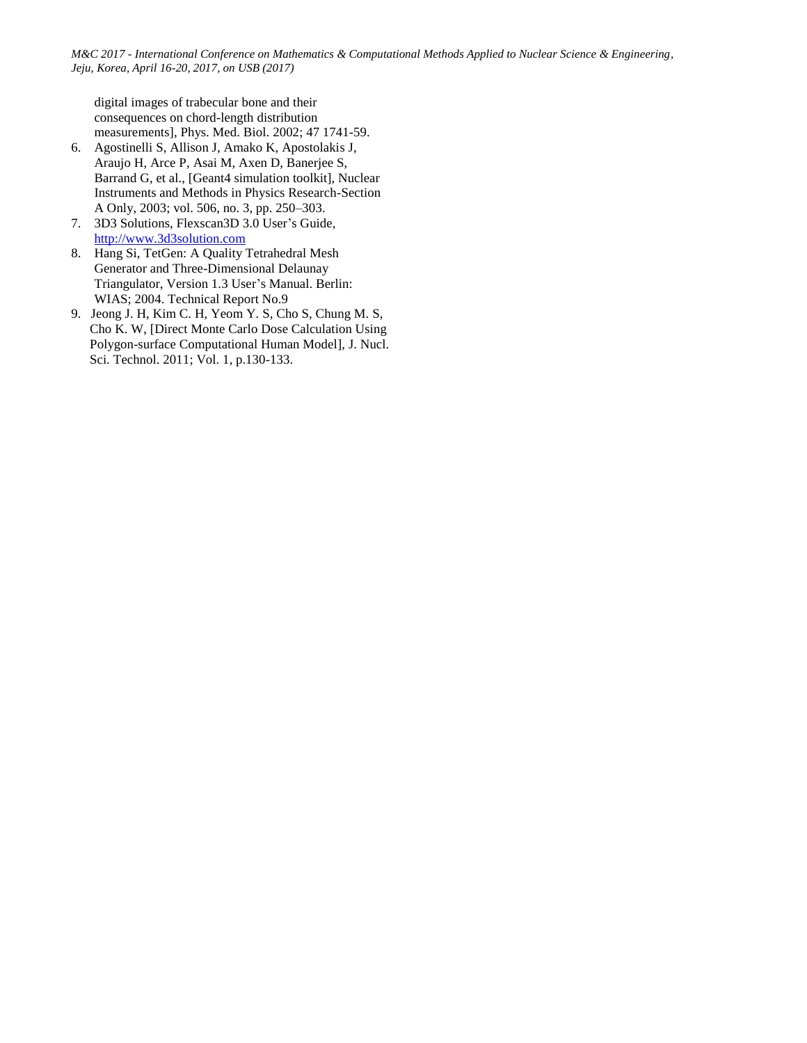digital images of trabecular bone and their consequences on chord-length distribution measurements], Phys. Med. Biol. 2002; 47 1741-59.

6. Agostinelli S, Allison J, Amako K, Apostolakis J, Araujo H, Arce P, Asai M, Axen D, Banerjee S, Barrand G, et al., [Geant4 simulation toolkit], Nuclear Instruments and Methods in Physics Research-Section A Only, 2003; vol. 506, no. 3, pp. 250–303.
7. 3D3 Solutions, Flexscan3D 3.0 User's Guide, http://www.3d3solution.com
8. Hang Si, TetGen: A Quality Tetrahedral Mesh Generator and Three-Dimensional Delaunay Triangulator, Version 1.3 User's Manual. Berlin: WIAS; 2004. Technical Report No.9
9. Jeong J. H, Kim C. H, Yeom Y. S, Cho S, Chung M. S, Cho K. W, [Direct Monte Carlo Dose Calculation Using Polygon-surface Computational Human Model], J. Nucl. Sci. Technol. 2011; Vol. 1, p.130-133.